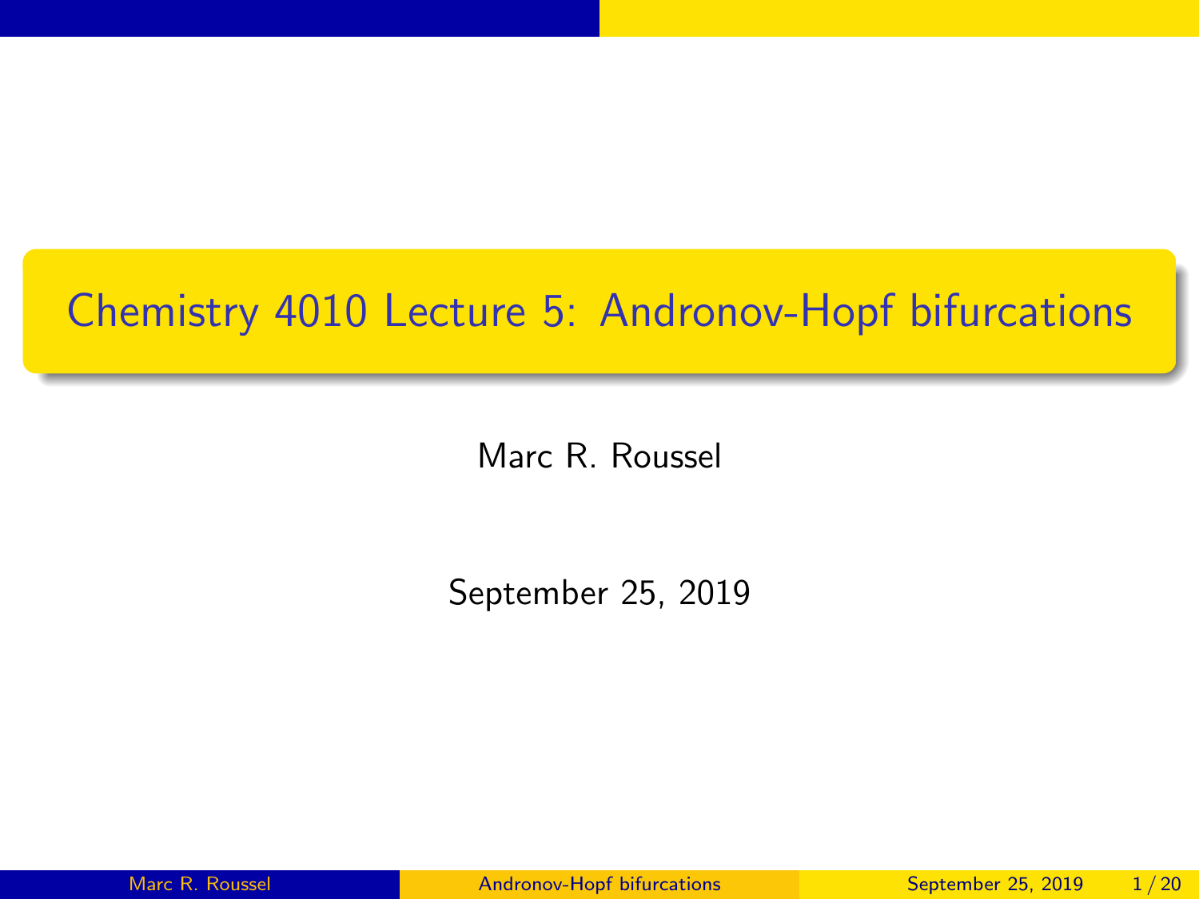# Chemistry 4010 Lecture 5: Andronov-Hopf bifurcations

Marc R. Roussel

September 25, 2019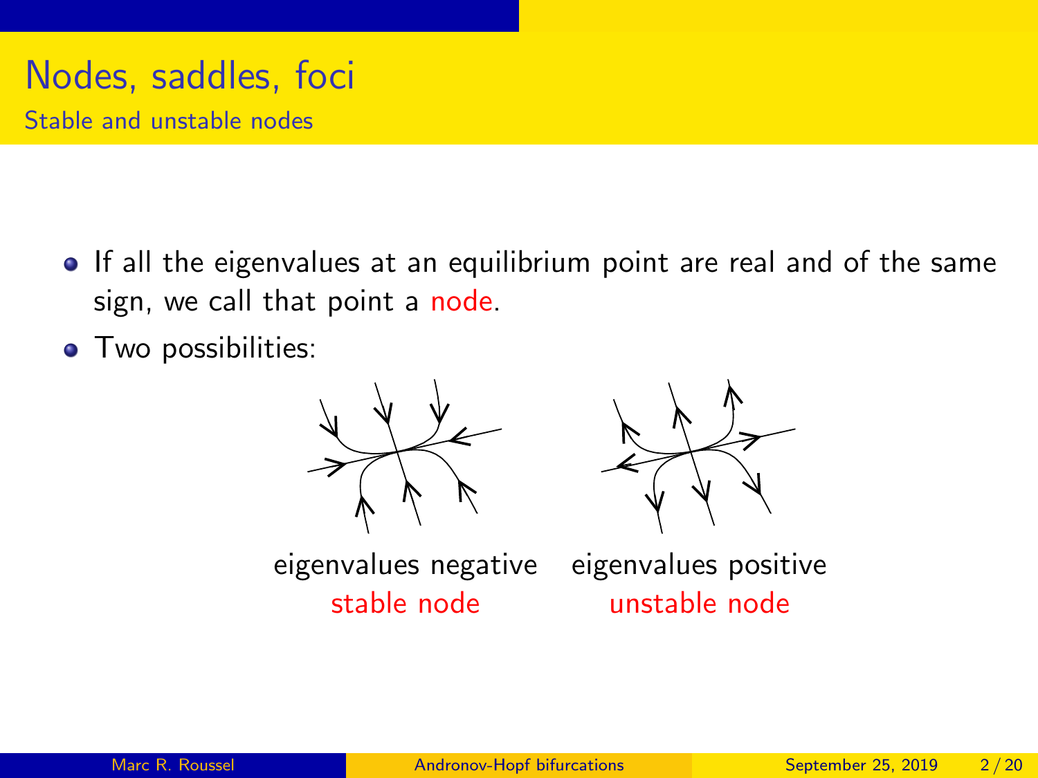# Nodes, saddles, foci

## Stable and unstable nodes

- If all the eigenvalues at an equilibrium point are real and of the same sign, we call that point a node.
- Two possibilities:

eigenvalues negative
stable node

eigenvalues positive
unstable node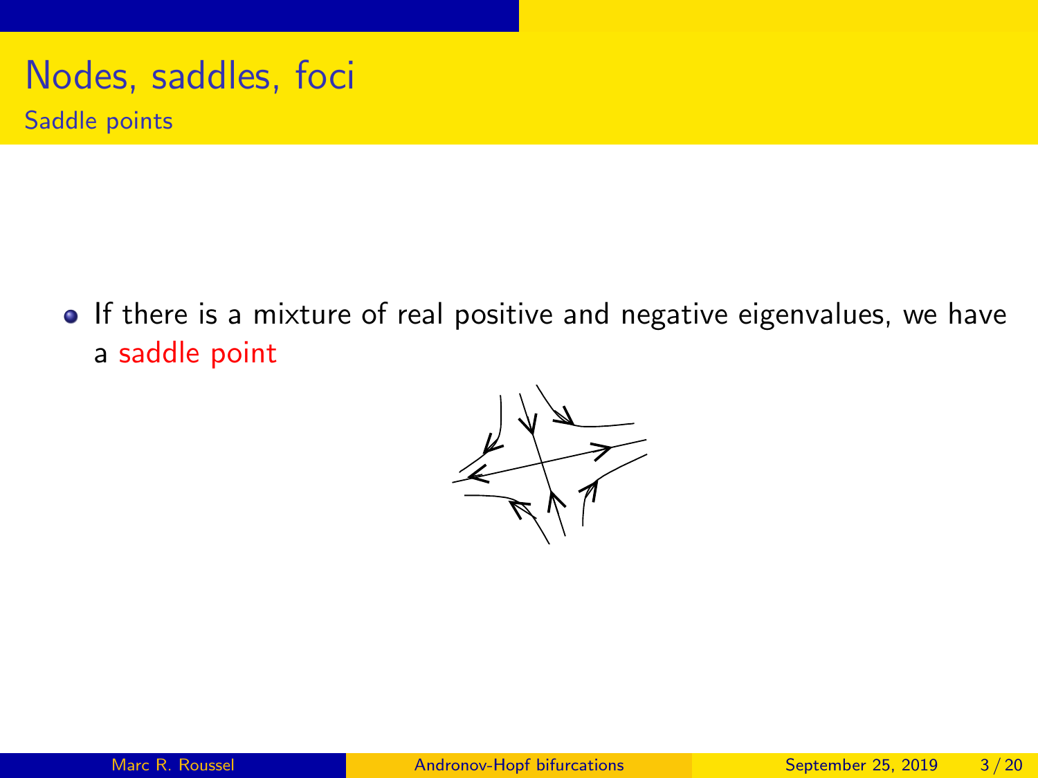# Nodes, saddles, foci

## Saddle points

- If there is a mixture of real positive and negative eigenvalues, we have a saddle point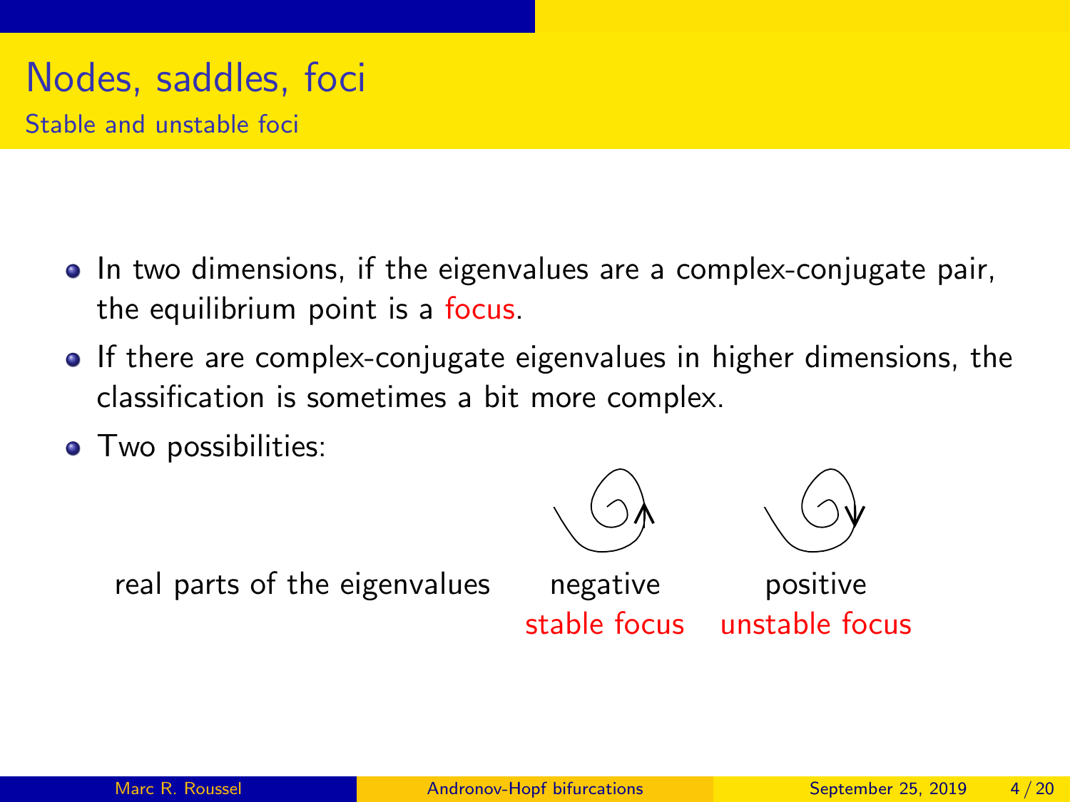# Nodes, saddles, foci

## Stable and unstable foci

- In two dimensions, if the eigenvalues are a complex-conjugate pair, the equilibrium point is a focus.
- If there are complex-conjugate eigenvalues in higher dimensions, the classification is sometimes a bit more complex.
- Two possibilities:

| real parts of the eigenvalues | negative | positive |
| --- | --- | --- |
| | stable focus | unstable focus |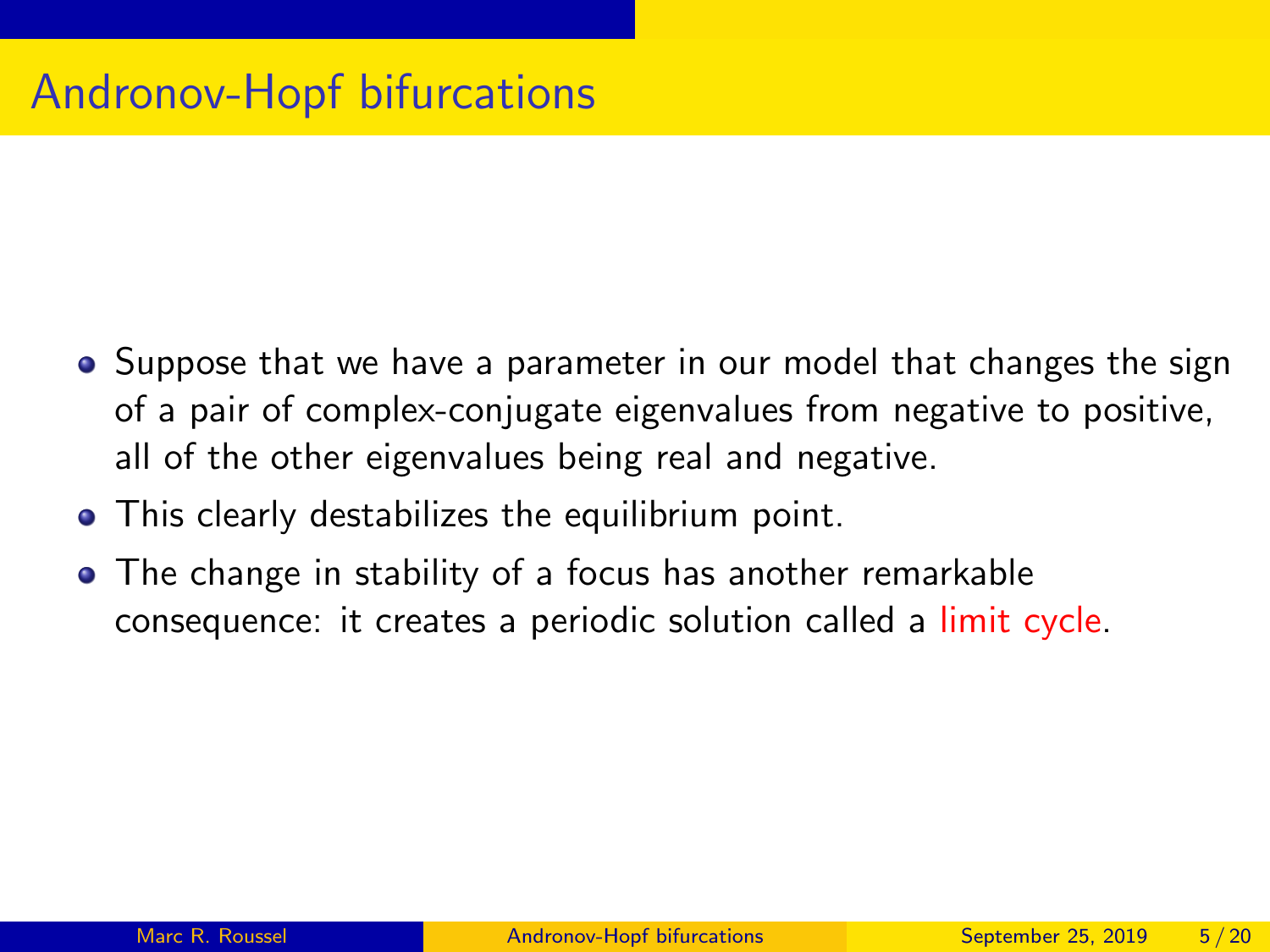# Andronov-Hopf bifurcations

- Suppose that we have a parameter in our model that changes the sign of a pair of complex-conjugate eigenvalues from negative to positive, all of the other eigenvalues being real and negative.
- This clearly destabilizes the equilibrium point.
- The change in stability of a focus has another remarkable consequence: it creates a periodic solution called a limit cycle.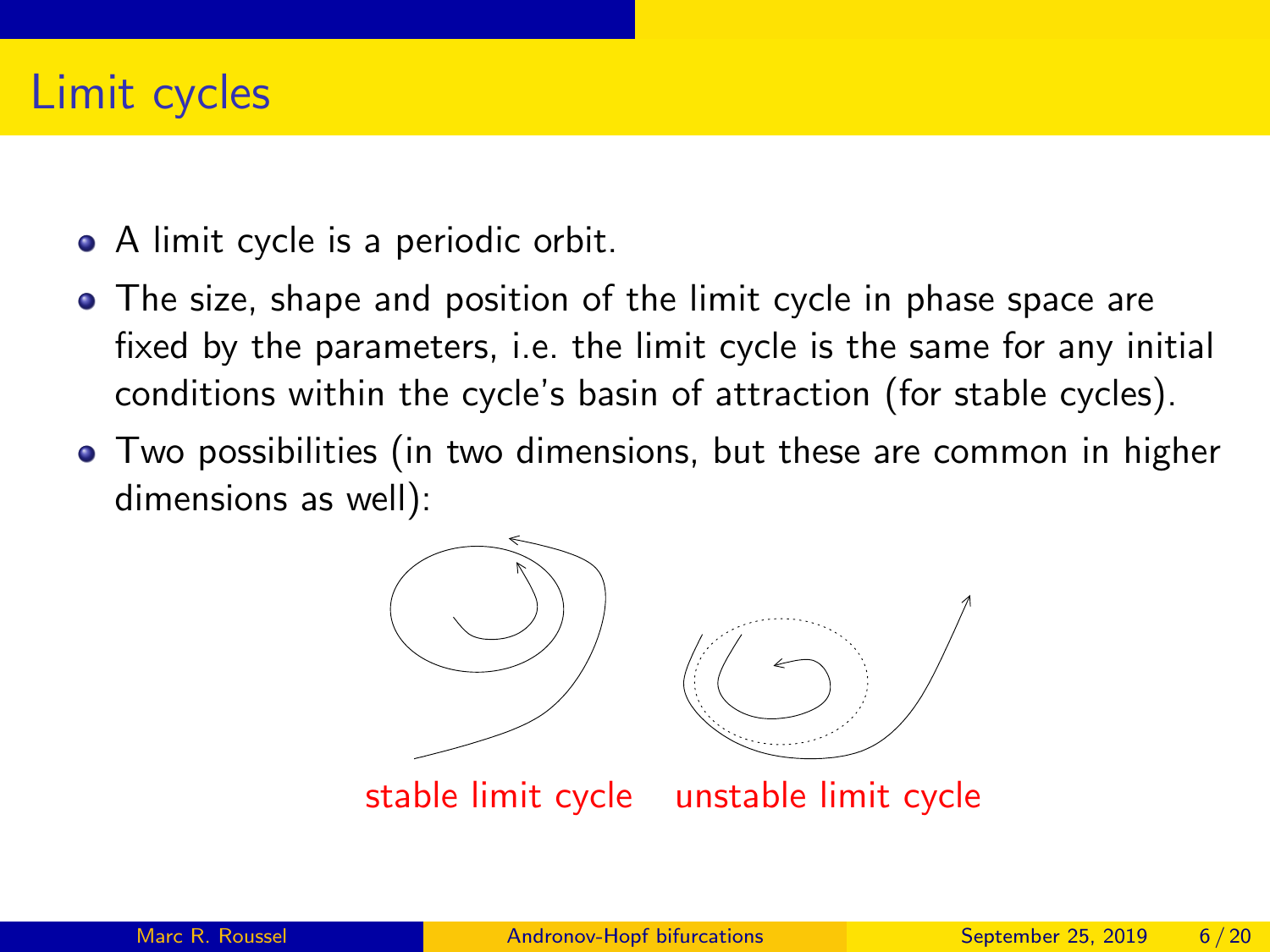# Limit cycles

- A limit cycle is a periodic orbit.
- The size, shape and position of the limit cycle in phase space are fixed by the parameters, i.e. the limit cycle is the same for any initial conditions within the cycle's basin of attraction (for stable cycles).
- Two possibilities (in two dimensions, but these are common in higher dimensions as well):

stable limit cycle    unstable limit cycle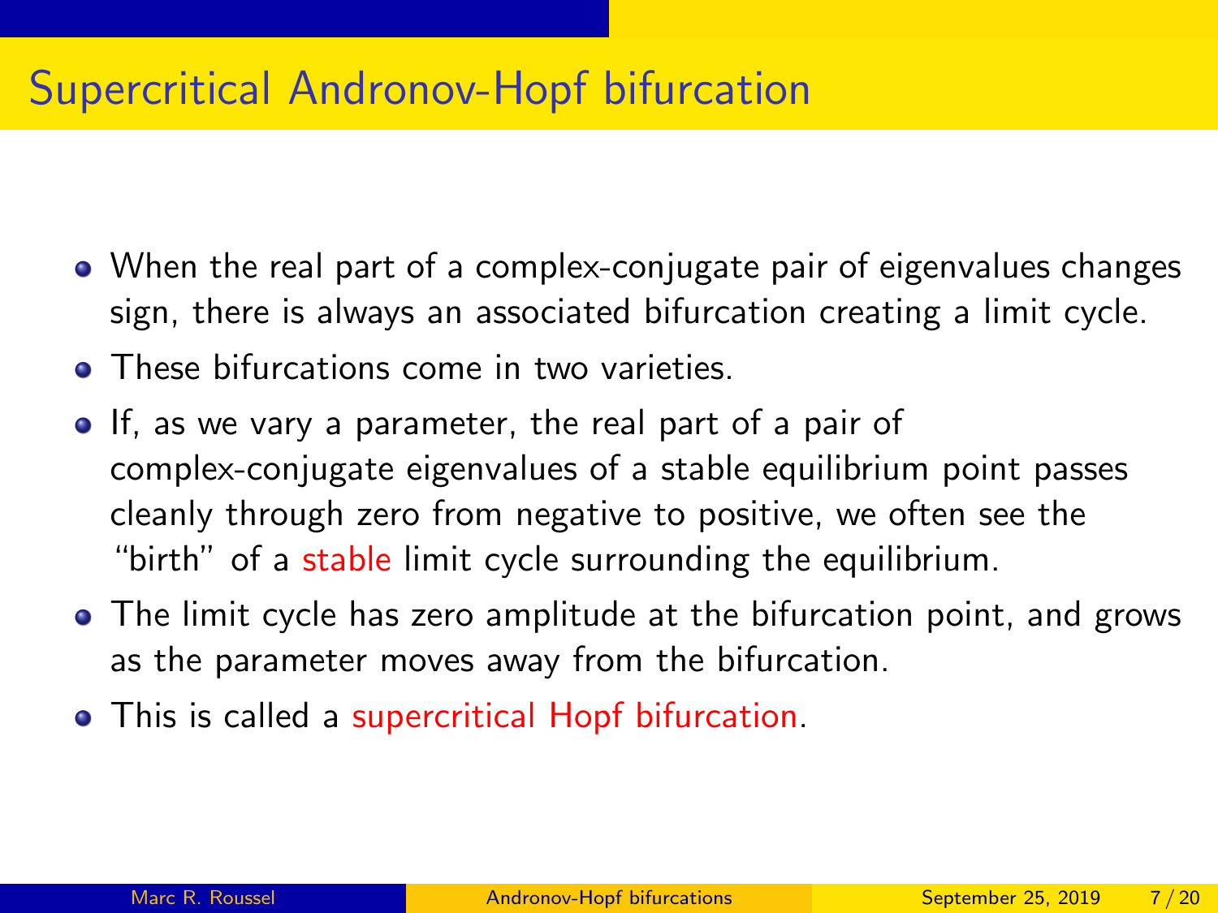# Supercritical Andronov-Hopf bifurcation

- When the real part of a complex-conjugate pair of eigenvalues changes sign, there is always an associated bifurcation creating a limit cycle.
- These bifurcations come in two varieties.
- If, as we vary a parameter, the real part of a pair of complex-conjugate eigenvalues of a stable equilibrium point passes cleanly through zero from negative to positive, we often see the "birth" of a stable limit cycle surrounding the equilibrium.
- The limit cycle has zero amplitude at the bifurcation point, and grows as the parameter moves away from the bifurcation.
- This is called a supercritical Hopf bifurcation.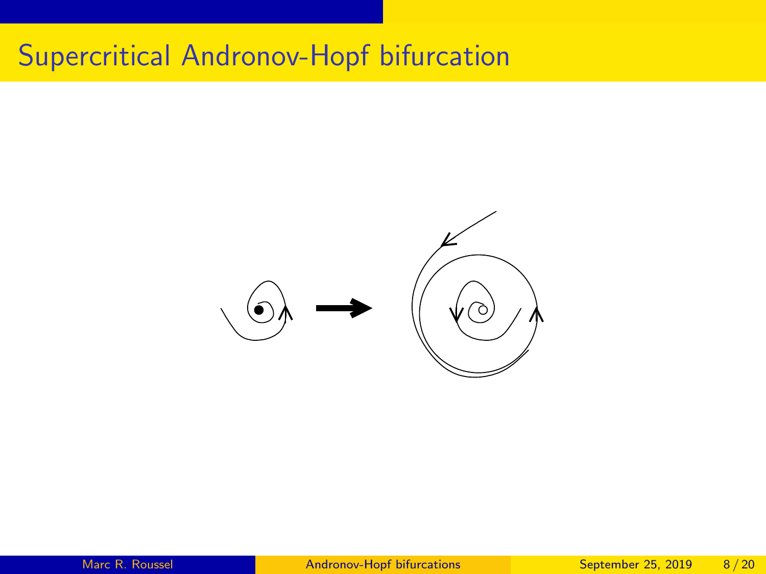# Supercritical Andronov-Hopf bifurcation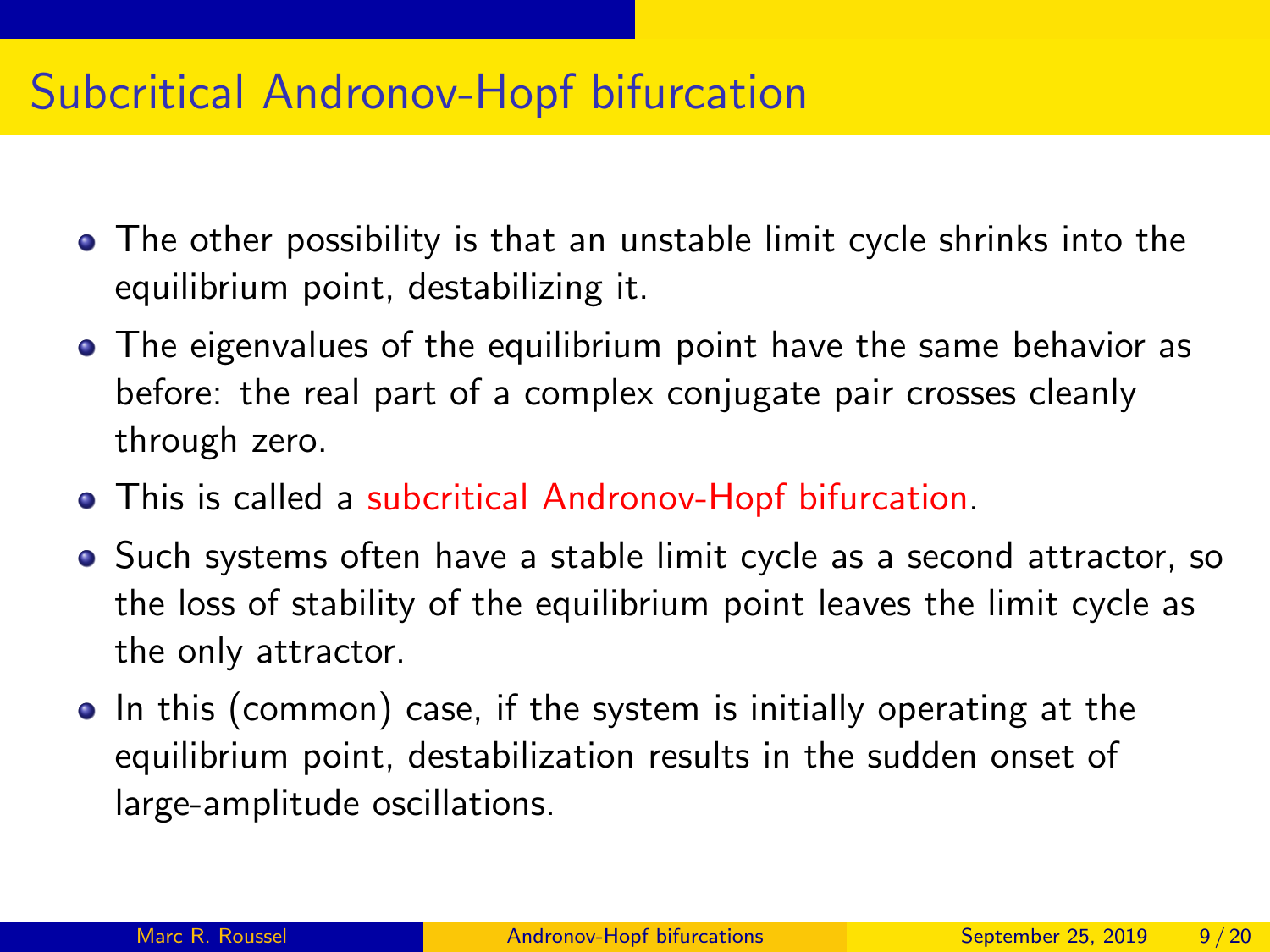# Subcritical Andronov-Hopf bifurcation

- The other possibility is that an unstable limit cycle shrinks into the equilibrium point, destabilizing it.
- The eigenvalues of the equilibrium point have the same behavior as before: the real part of a complex conjugate pair crosses cleanly through zero.
- This is called a subcritical Andronov-Hopf bifurcation.
- Such systems often have a stable limit cycle as a second attractor, so the loss of stability of the equilibrium point leaves the limit cycle as the only attractor.
- In this (common) case, if the system is initially operating at the equilibrium point, destabilization results in the sudden onset of large-amplitude oscillations.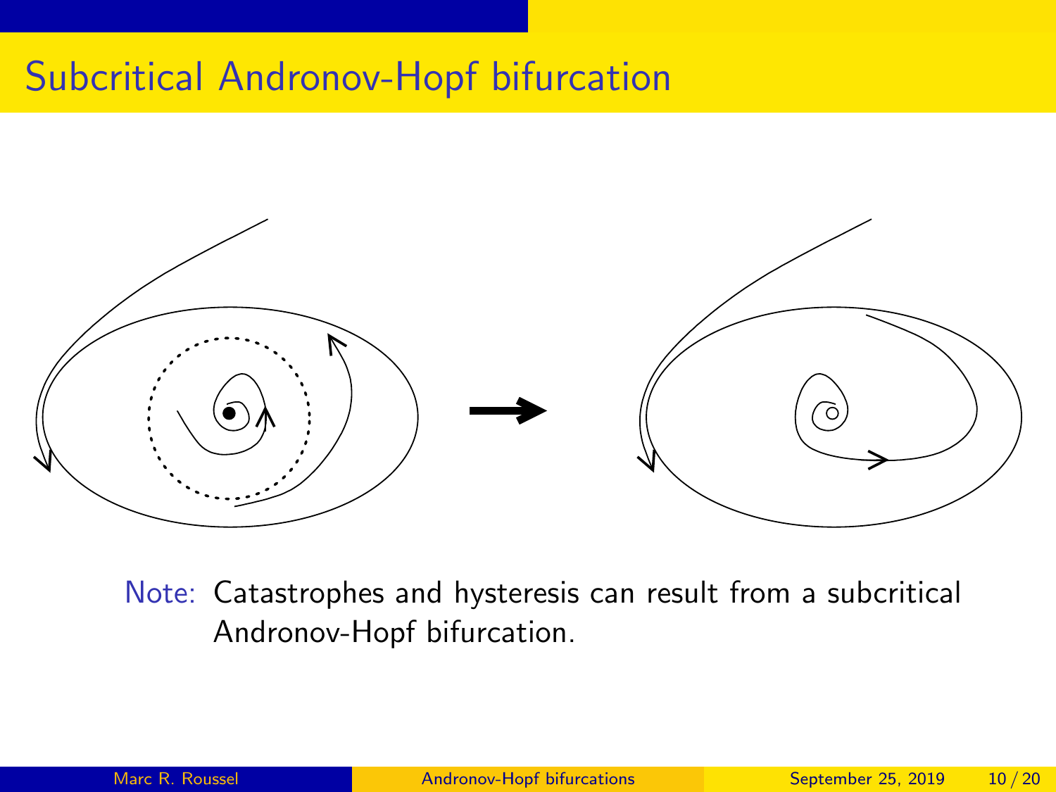# Subcritical Andronov-Hopf bifurcation

Note: Catastrophes and hysteresis can result from a subcritical Andronov-Hopf bifurcation.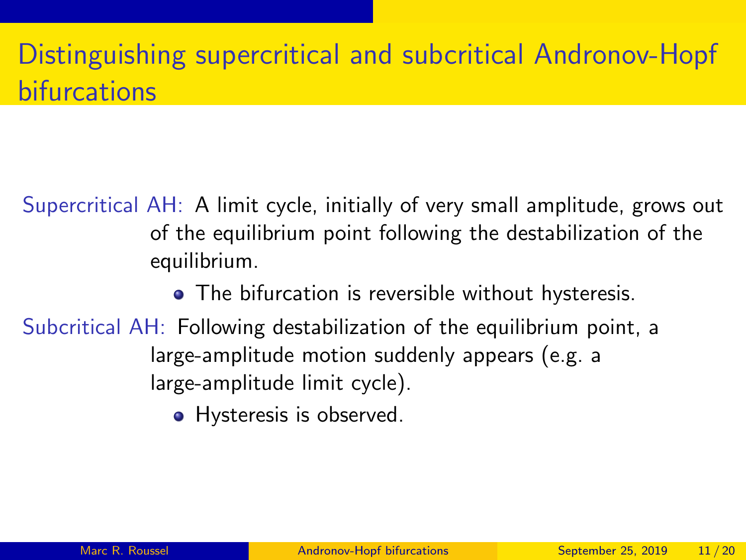# Distinguishing supercritical and subcritical Andronov-Hopf bifurcations

Supercritical AH: A limit cycle, initially of very small amplitude, grows out of the equilibrium point following the destabilization of the equilibrium.

- The bifurcation is reversible without hysteresis.

Subcritical AH: Following destabilization of the equilibrium point, a large-amplitude motion suddenly appears (e.g. a large-amplitude limit cycle).

- Hysteresis is observed.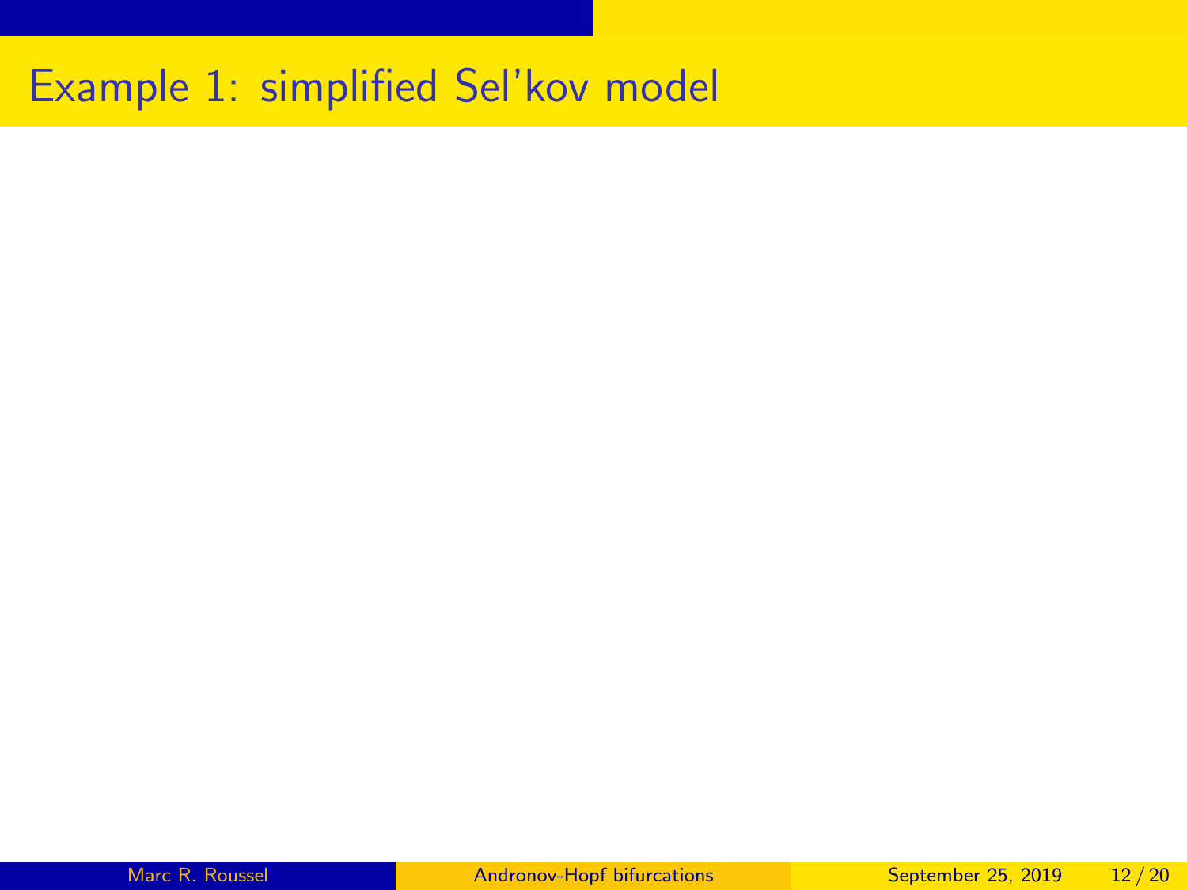# Example 1: simplified Sel'kov model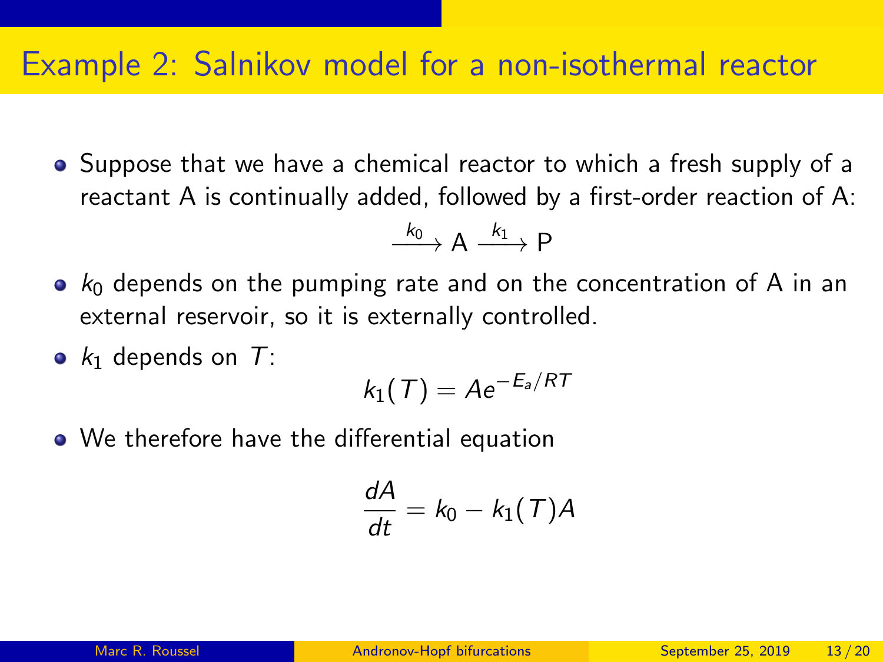# Example 2: Salnikov model for a non-isothermal reactor

- Suppose that we have a chemical reactor to which a fresh supply of a reactant A is continually added, followed by a first-order reaction of A:

$$\xrightarrow{k_0} \mathrm{A} \xrightarrow{k_1} \mathrm{P}$$

- $k_0$ depends on the pumping rate and on the concentration of A in an external reservoir, so it is externally controlled.
- $k_1$ depends on $T$:

$$k_1(T) = Ae^{-E_a/RT}$$

- We therefore have the differential equation

$$\frac{dA}{dt} = k_0 - k_1(T)A$$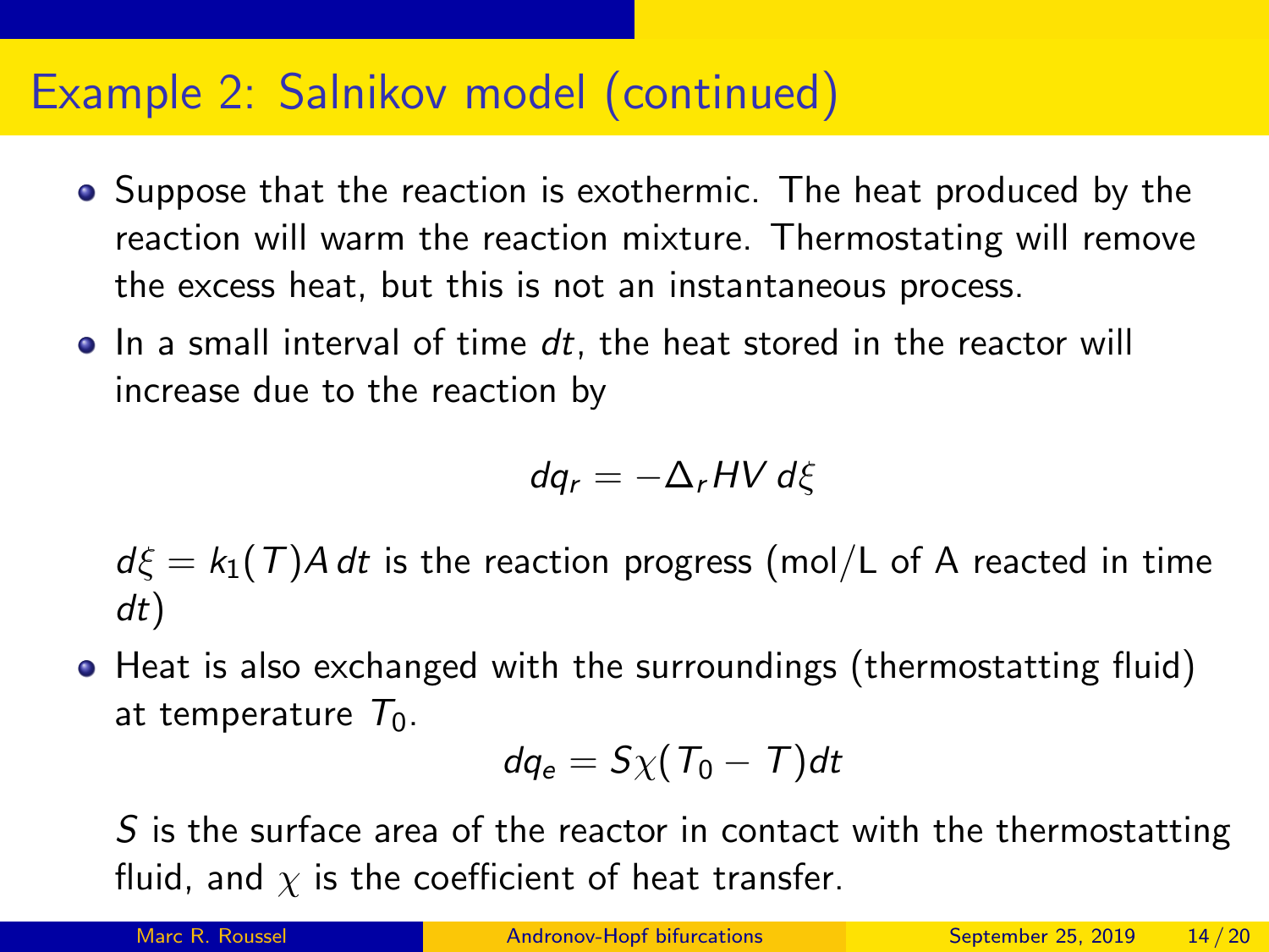# Example 2: Salnikov model (continued)

- Suppose that the reaction is exothermic. The heat produced by the reaction will warm the reaction mixture. Thermostating will remove the excess heat, but this is not an instantaneous process.
- In a small interval of time $dt$, the heat stored in the reactor will increase due to the reaction by

  $$dq_r = -\Delta_r HV \, d\xi$$

  $d\xi = k_1(T)A \, dt$ is the reaction progress (mol/L of A reacted in time $dt$)
- Heat is also exchanged with the surroundings (thermostatting fluid) at temperature $T_0$.

  $$dq_e = S\chi(T_0 - T)dt$$

  $S$ is the surface area of the reactor in contact with the thermostatting fluid, and $\chi$ is the coefficient of heat transfer.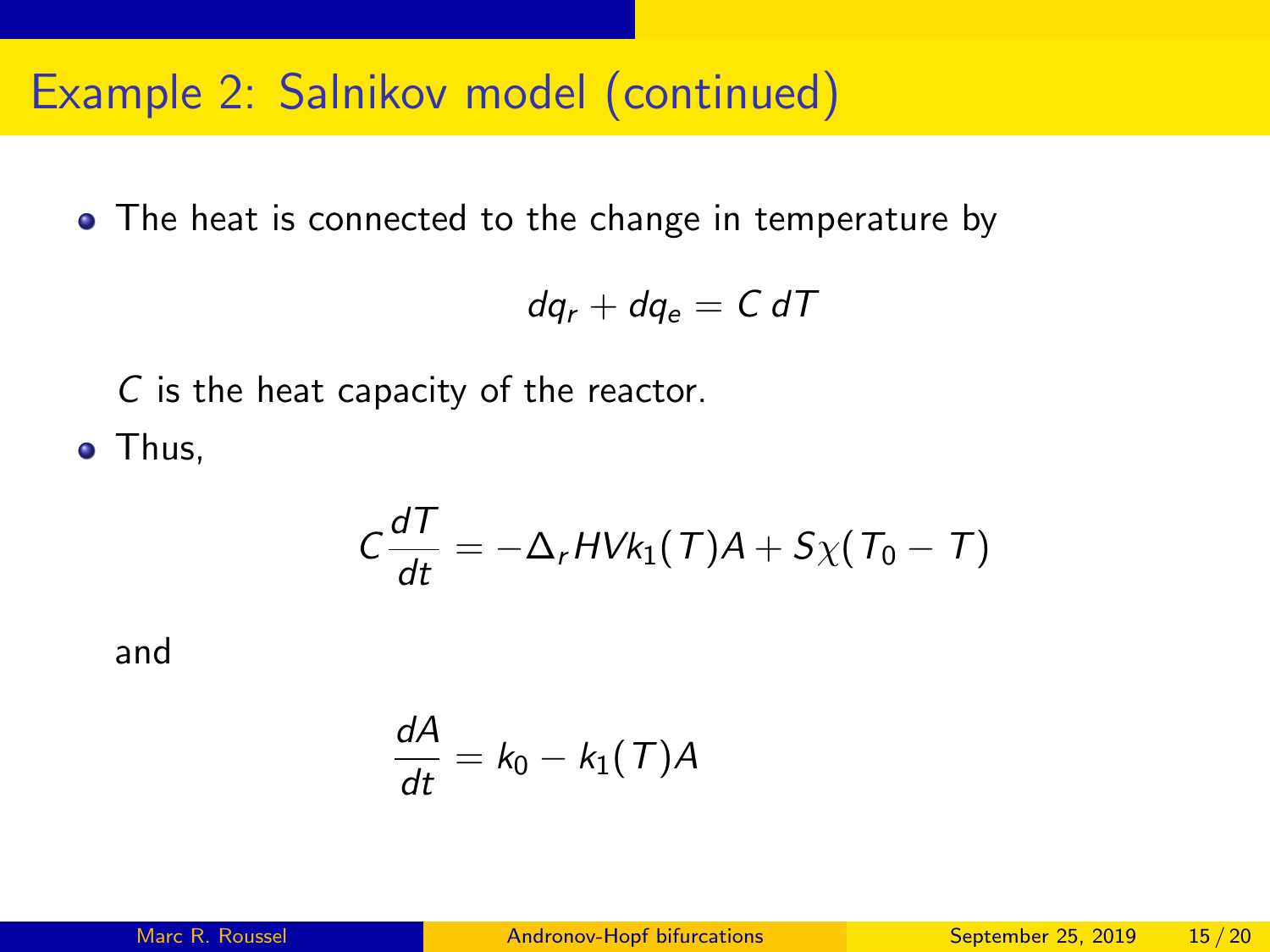# Example 2: Salnikov model (continued)

- The heat is connected to the change in temperature by

$$dq_r + dq_e = C\,dT$$

$C$ is the heat capacity of the reactor.

- Thus,

$$C\frac{dT}{dt} = -\Delta_r H V k_1(T)A + S\chi(T_0 - T)$$

and

$$\frac{dA}{dt} = k_0 - k_1(T)A$$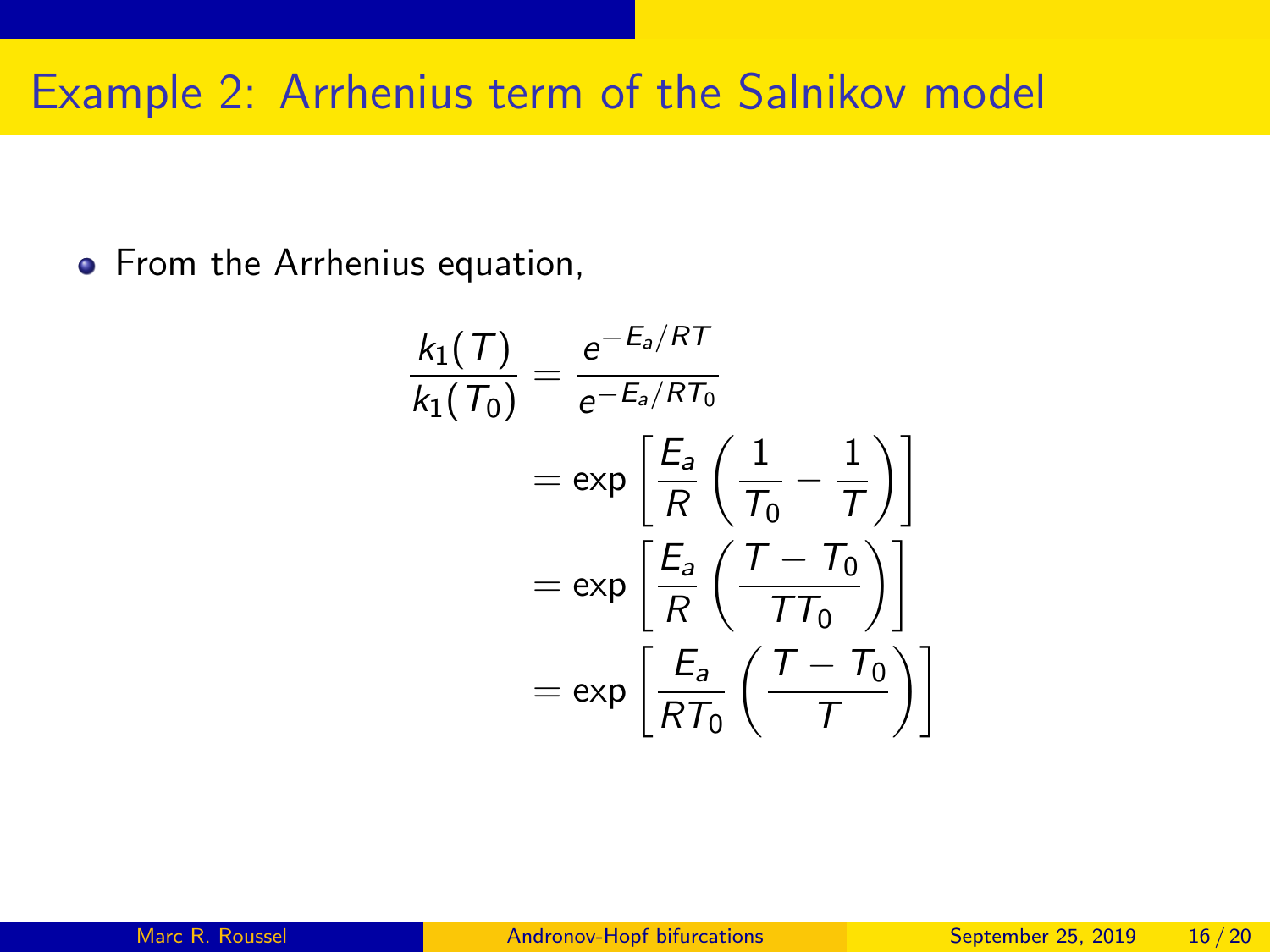# Example 2: Arrhenius term of the Salnikov model

- From the Arrhenius equation,

$$
\begin{aligned}
\frac{k_1(T)}{k_1(T_0)} &= \frac{e^{-E_a/RT}}{e^{-E_a/RT_0}} \\
&= \exp\left[\frac{E_a}{R}\left(\frac{1}{T_0} - \frac{1}{T}\right)\right] \\
&= \exp\left[\frac{E_a}{R}\left(\frac{T - T_0}{TT_0}\right)\right] \\
&= \exp\left[\frac{E_a}{RT_0}\left(\frac{T - T_0}{T}\right)\right]
\end{aligned}
$$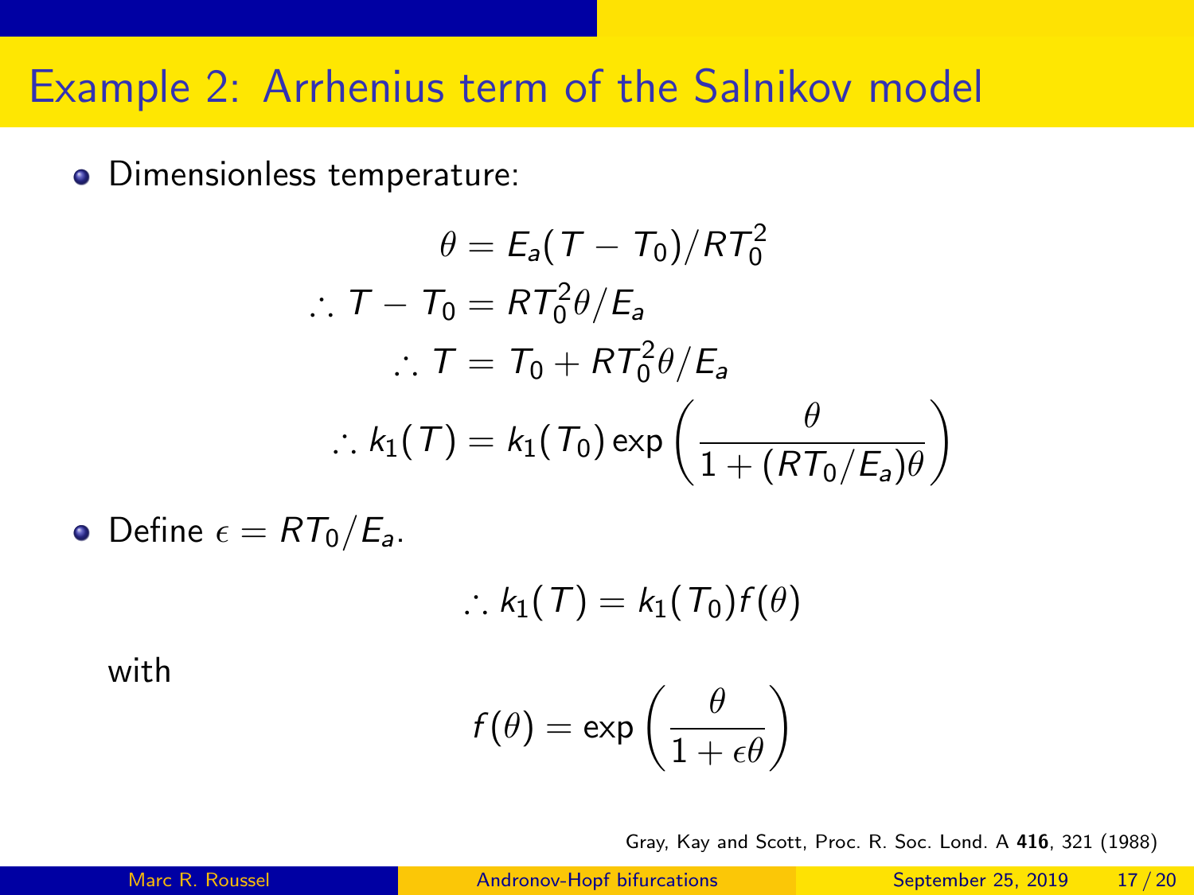# Example 2: Arrhenius term of the Salnikov model

- Dimensionless temperature:

$$\theta = E_a(T - T_0)/RT_0^2$$

$$\therefore T - T_0 = RT_0^2\theta/E_a$$

$$\therefore T = T_0 + RT_0^2\theta/E_a$$

$$\therefore k_1(T) = k_1(T_0)\exp\left(\frac{\theta}{1 + (RT_0/E_a)\theta}\right)$$

- Define $\epsilon = RT_0/E_a$.

$$\therefore k_1(T) = k_1(T_0)f(\theta)$$

with

$$f(\theta) = \exp\left(\frac{\theta}{1 + \epsilon\theta}\right)$$

Gray, Kay and Scott, Proc. R. Soc. Lond. A **416**, 321 (1988)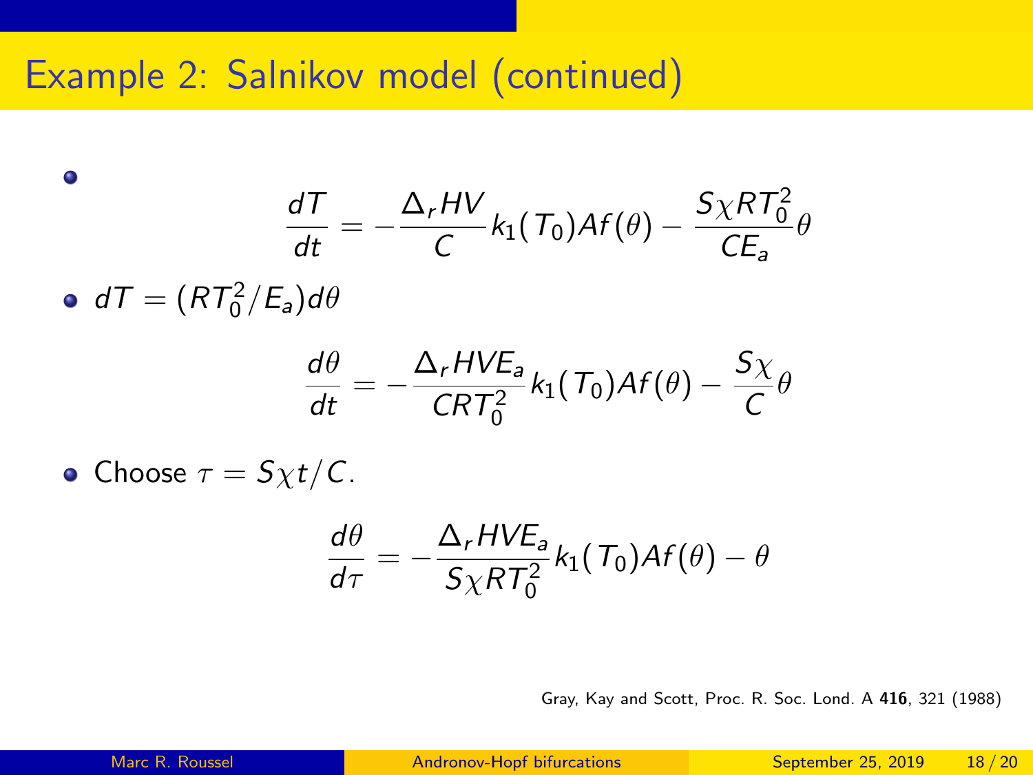# Example 2: Salnikov model (continued)

- $$\frac{dT}{dt} = -\frac{\Delta_r HV}{C} k_1(T_0) A f(\theta) - \frac{S\chi R T_0^2}{C E_a} \theta$$

- $dT = (RT_0^2/E_a) d\theta$

$$\frac{d\theta}{dt} = -\frac{\Delta_r HVE_a}{CRT_0^2} k_1(T_0) A f(\theta) - \frac{S\chi}{C} \theta$$

- Choose $\tau = S\chi t/C$.

$$\frac{d\theta}{d\tau} = -\frac{\Delta_r HVE_a}{S\chi RT_0^2} k_1(T_0) A f(\theta) - \theta$$

Gray, Kay and Scott, Proc. R. Soc. Lond. A **416**, 321 (1988)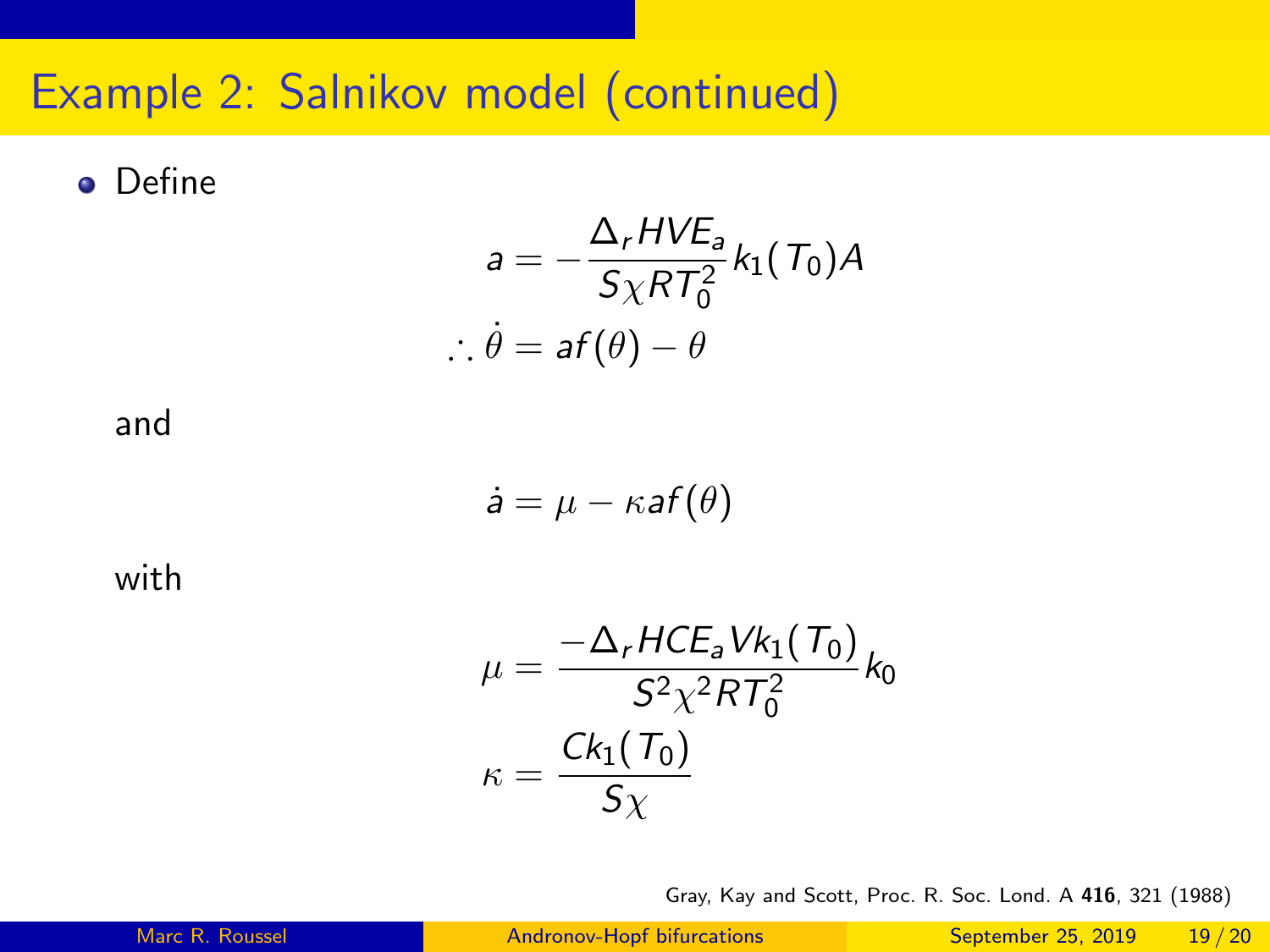# Example 2: Salnikov model (continued)

- Define

$$a = -\frac{\Delta_r H V E_a}{S\chi R T_0^2} k_1(T_0) A$$

$$\therefore \dot{\theta} = a f(\theta) - \theta$$

and

$$\dot{a} = \mu - \kappa a f(\theta)$$

with

$$\mu = \frac{-\Delta_r H C E_a V k_1(T_0)}{S^2 \chi^2 R T_0^2} k_0$$

$$\kappa = \frac{C k_1(T_0)}{S\chi}$$

Gray, Kay and Scott, Proc. R. Soc. Lond. A **416**, 321 (1988)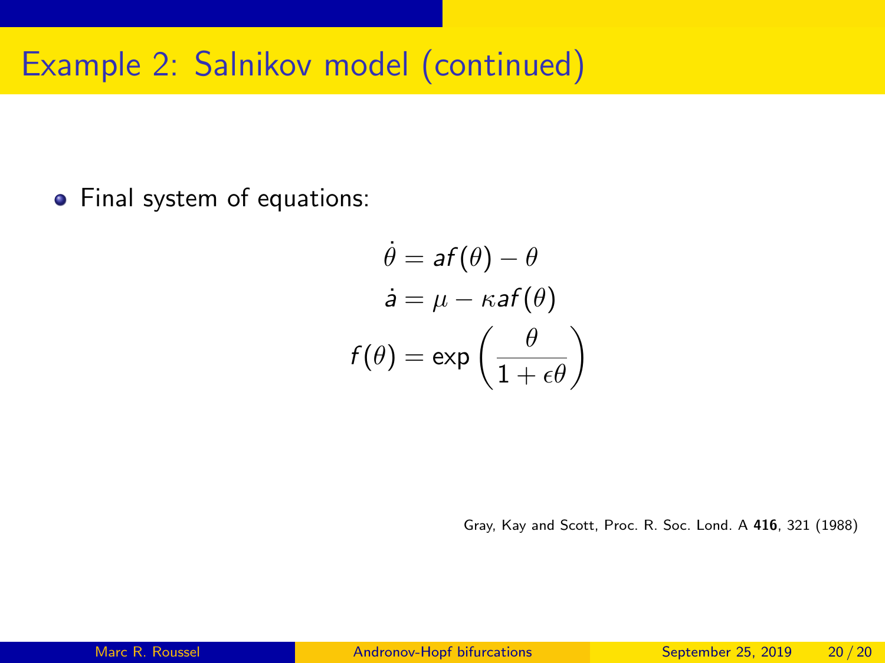# Example 2: Salnikov model (continued)

- Final system of equations:

$$
\begin{aligned}
\dot{\theta} &= af(\theta) - \theta \\
\dot{a} &= \mu - \kappa a f(\theta) \\
f(\theta) &= \exp\left(\frac{\theta}{1+\epsilon\theta}\right)
\end{aligned}
$$

Gray, Kay and Scott, Proc. R. Soc. Lond. A **416**, 321 (1988)